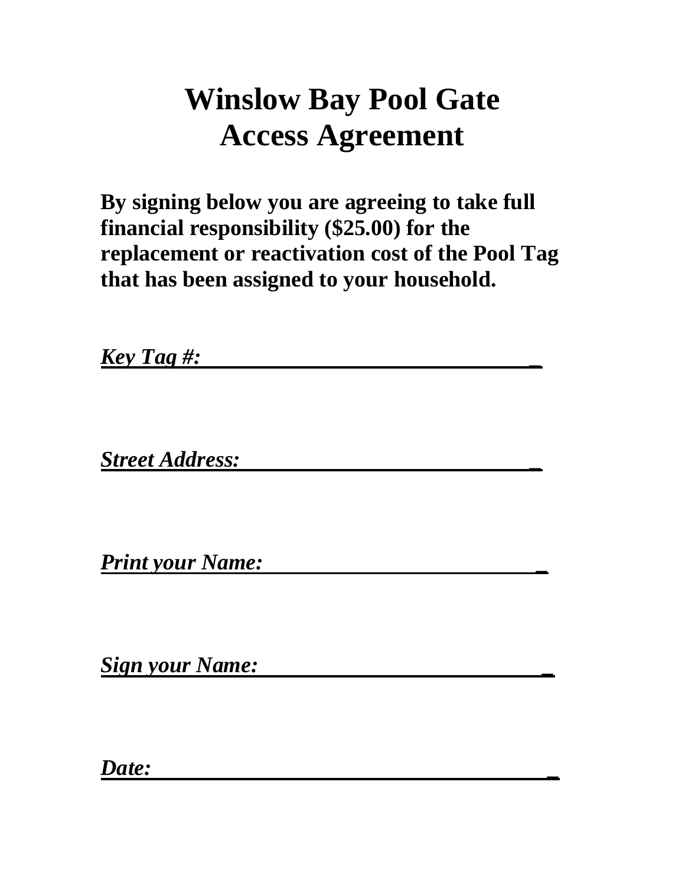# Winslow Bay Pool Gate Access Agreement

**By signing below you are agreeing to take full financial responsibility ($25.00) for the replacement or reactivation cost of the Pool Tag that has been assigned to your household.**

***Key Tag #:*** ______________________________

***Street Address:*** ______________________________

***Print your Name:*** ______________________________

***Sign your Name:*** ______________________________

***Date:*** ______________________________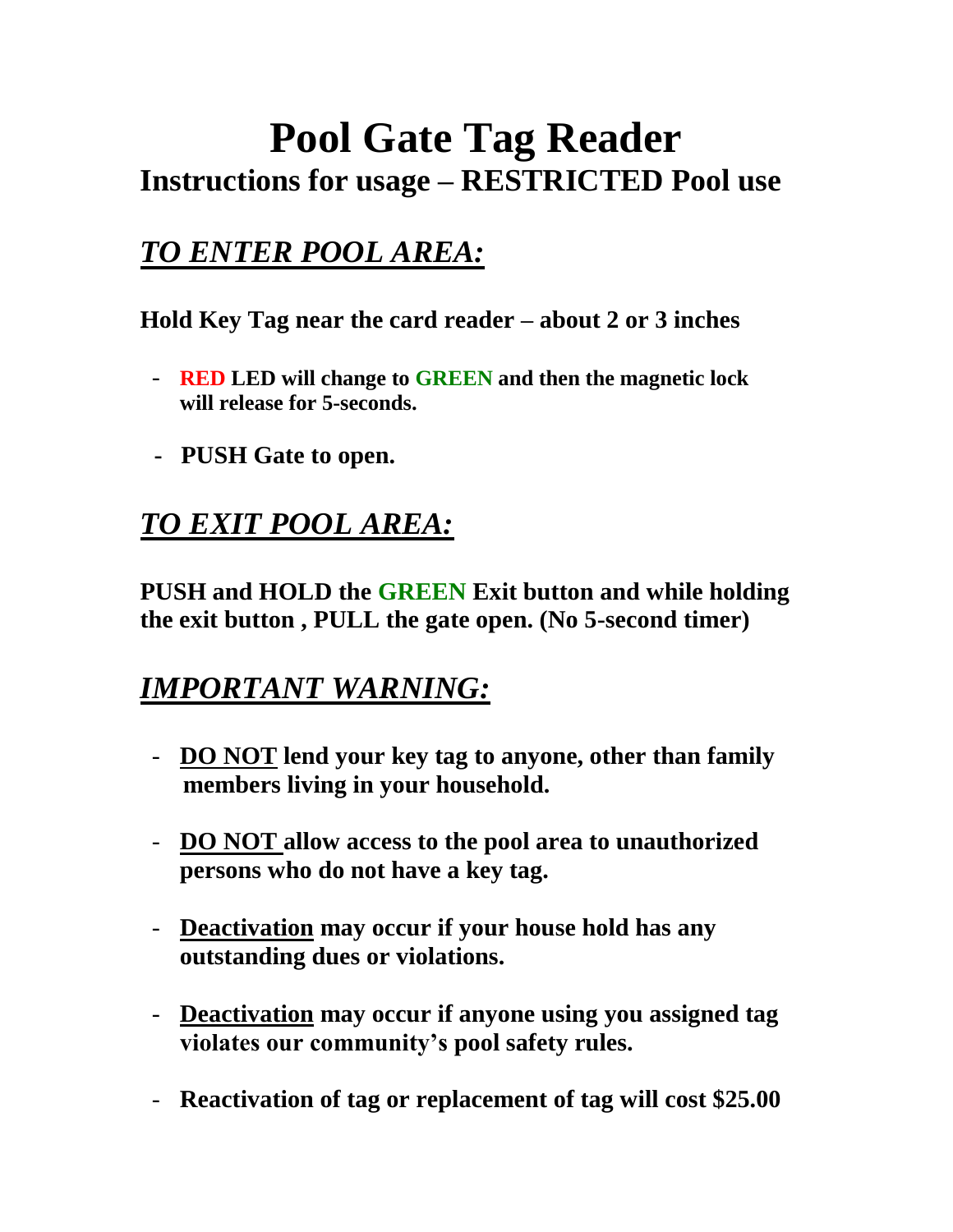# Pool Gate Tag Reader

## Instructions for usage – RESTRICTED Pool use

## *TO ENTER POOL AREA:*

**Hold Key Tag near the card reader – about 2 or 3 inches**

- **RED LED will change to GREEN and then the magnetic lock will release for 5-seconds.**
- **PUSH Gate to open.**

## *TO EXIT POOL AREA:*

**PUSH and HOLD the GREEN Exit button and while holding the exit button , PULL the gate open. (No 5-second timer)**

## *IMPORTANT WARNING:*

- **DO NOT lend your key tag to anyone, other than family members living in your household.**
- **DO NOT allow access to the pool area to unauthorized persons who do not have a key tag.**
- **Deactivation may occur if your house hold has any outstanding dues or violations.**
- **Deactivation may occur if anyone using you assigned tag violates our community's pool safety rules.**
- **Reactivation of tag or replacement of tag will cost $25.00**